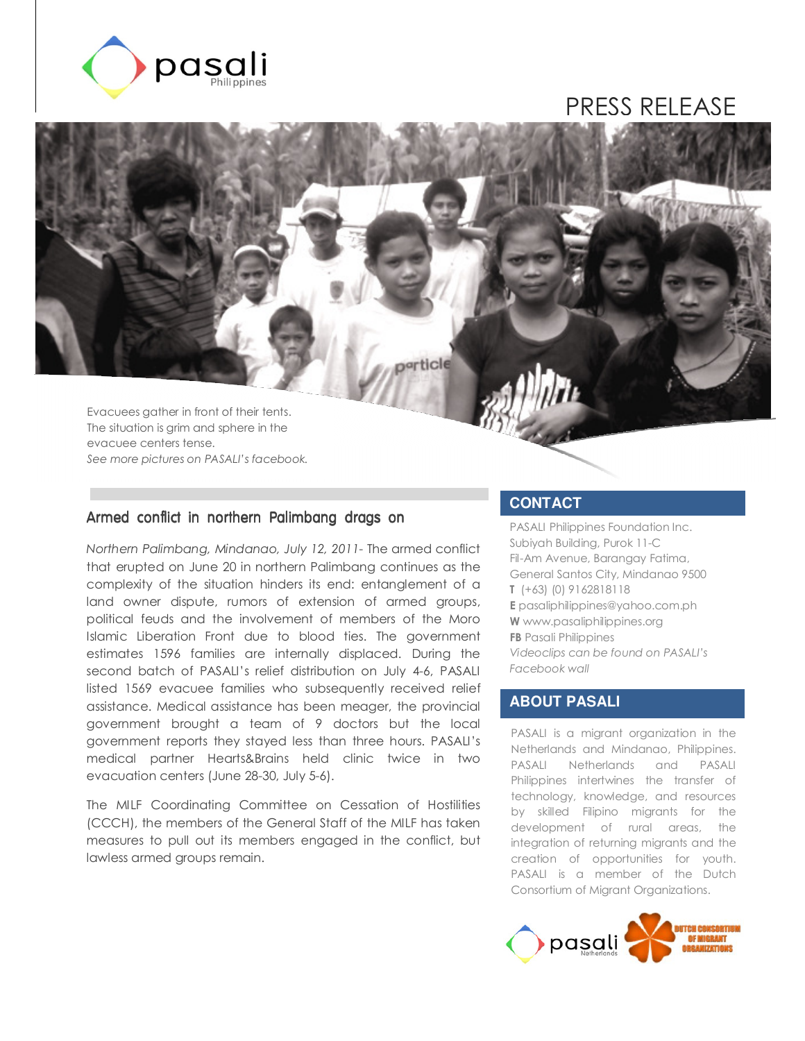pasali Philippines

# PRESS RELEASE

Evacuees gather in front of their tents. The situation is grim and sphere in the evacuee centers tense.
*See more pictures on PASALI's facebook.*

## Armed conflict in northern Palimbang drags on

*Northern Palimbang, Mindanao, July 12, 2011-* The armed conflict that erupted on June 20 in northern Palimbang continues as the complexity of the situation hinders its end: entanglement of a land owner dispute, rumors of extension of armed groups, political feuds and the involvement of members of the Moro Islamic Liberation Front due to blood ties. The government estimates 1596 families are internally displaced. During the second batch of PASALI's relief distribution on July 4-6, PASALI listed 1569 evacuee families who subsequently received relief assistance. Medical assistance has been meager, the provincial government brought a team of 9 doctors but the local government reports they stayed less than three hours. PASALI's medical partner Hearts&Brains held clinic twice in two evacuation centers (June 28-30, July 5-6).

The MILF Coordinating Committee on Cessation of Hostilities (CCCH), the members of the General Staff of the MILF has taken measures to pull out its members engaged in the conflict, but lawless armed groups remain.

## CONTACT

PASALI Philippines Foundation Inc.
Subiyah Building, Purok 11-C
Fil-Am Avenue, Barangay Fatima,
General Santos City, Mindanao 9500
**T** (+63) (0) 9162818118
**E** pasaliphilippines@yahoo.com.ph
**W** www.pasaliphilippines.org
**FB** Pasali Philippines
*Videoclips can be found on PASALI's Facebook wall*

## ABOUT PASALI

PASALI is a migrant organization in the Netherlands and Mindanao, Philippines. PASALI Netherlands and PASALI Philippines intertwines the transfer of technology, knowledge, and resources by skilled Filipino migrants for the development of rural areas, the integration of returning migrants and the creation of opportunities for youth. PASALI is a member of the Dutch Consortium of Migrant Organizations.

pasali Netherlands — Dutch Consortium of Migrant Organizations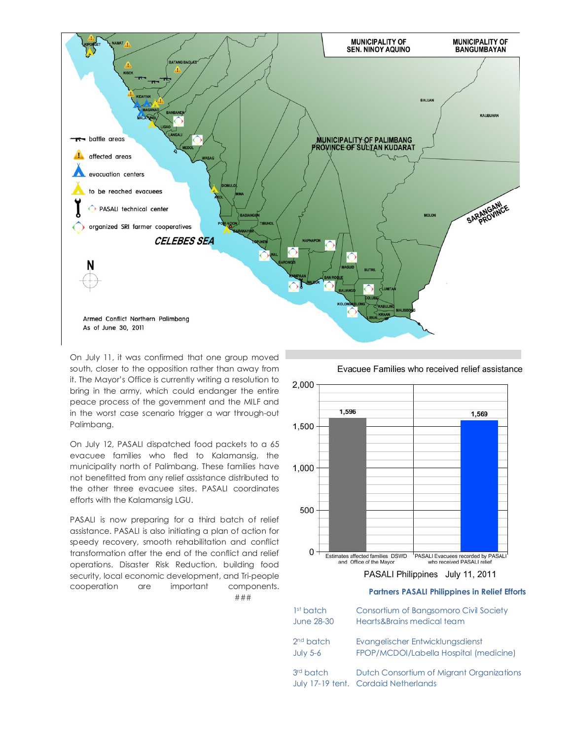MUNICIPALITY OF SEN. NINOY AQUINO

MUNICIPALITY OF BANGUMBAYAN

MUNICIPALITY OF PALIMBANG PROVINCE OF SULTAN KUDARAT

SARANGANI PROVINCE

CELEBES SEA

battle areas

affected areas

evacuation centers

to be reached evacuees

PASALI technical center

organized SRI farmer cooperatives

N

Armed Conflict Northern Palimbang
As of June 30, 2011

On July 11, it was confirmed that one group moved south, closer to the opposition rather than away from it. The Mayor's Office is currently writing a resolution to bring in the army, which could endanger the entire peace process of the government and the MILF and in the worst case scenario trigger a war through-out Palimbang.

On July 12, PASALI dispatched food packets to a 65 evacuee families who fled to Kalamansig, the municipality north of Palimbang. These families have not benefitted from any relief assistance distributed to the other three evacuee sites. PASALI coordinates efforts with the Kalamansig LGU.

PASALI is now preparing for a third batch of relief assistance. PASALI is also initiating a plan of action for speedy recovery, smooth rehabilitation and conflict transformation after the end of the conflict and relief operations. Disaster Risk Reduction, building food security, local economic development, and Tri-people cooperation are important components.

###

Evacuee Families who received relief assistance

2,000
1,500
1,000
500
0

1,596
1,569

Estimates affected families DSWD and Office of the Mayor

PASALI Evacuees recorded by PASALI who received PASALI relief

PASALI Philippines July 11, 2011

**Partners PASALI Philippines in Relief Efforts**

| | |
|---|---|
| 1st batch<br>June 28-30 | Consortium of Bangsomoro Civil Society<br>Hearts&Brains medical team |
| 2nd batch<br>July 5-6 | Evangelischer Entwicklungsdienst<br>FPOP/MCDOI/Labella Hospital (medicine) |
| 3rd batch<br>July 17-19 tent. | Dutch Consortium of Migrant Organizations<br>Cordaid Netherlands |